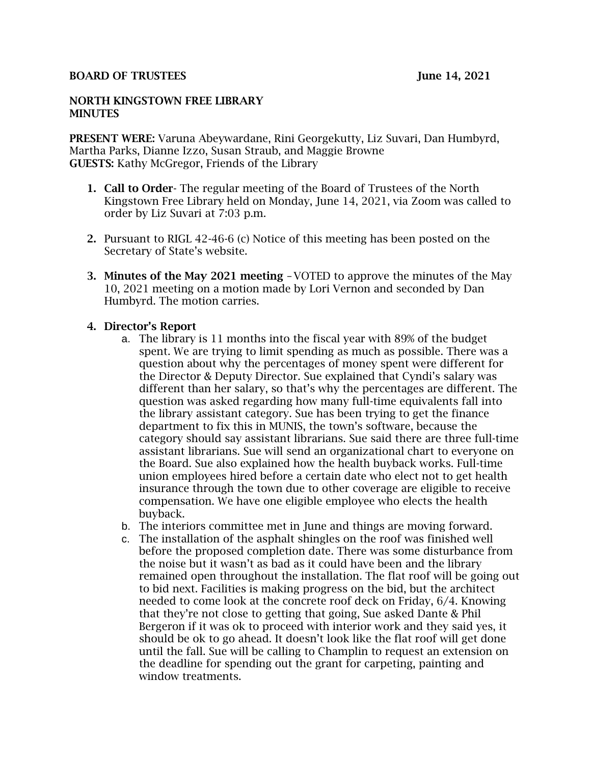**BOARD OF TRUSTEES** **June 14, 2021**

**NORTH KINGSTOWN FREE LIBRARY**
**MINUTES**

**PRESENT WERE:** Varuna Abeywardane, Rini Georgekutty, Liz Suvari, Dan Humbyrd, Martha Parks, Dianne Izzo, Susan Straub, and Maggie Browne
**GUESTS:** Kathy McGregor, Friends of the Library

1. **Call to Order**- The regular meeting of the Board of Trustees of the North Kingstown Free Library held on Monday, June 14, 2021, via Zoom was called to order by Liz Suvari at 7:03 p.m.

2. Pursuant to RIGL 42-46-6 (c) Notice of this meeting has been posted on the Secretary of State's website.

3. **Minutes of the May 2021 meeting** –VOTED to approve the minutes of the May 10, 2021 meeting on a motion made by Lori Vernon and seconded by Dan Humbyrd. The motion carries.

4. **Director's Report**
   a. The library is 11 months into the fiscal year with 89% of the budget spent. We are trying to limit spending as much as possible. There was a question about why the percentages of money spent were different for the Director & Deputy Director. Sue explained that Cyndi's salary was different than her salary, so that's why the percentages are different. The question was asked regarding how many full-time equivalents fall into the library assistant category. Sue has been trying to get the finance department to fix this in MUNIS, the town's software, because the category should say assistant librarians. Sue said there are three full-time assistant librarians. Sue will send an organizational chart to everyone on the Board. Sue also explained how the health buyback works. Full-time union employees hired before a certain date who elect not to get health insurance through the town due to other coverage are eligible to receive compensation. We have one eligible employee who elects the health buyback.
   b. The interiors committee met in June and things are moving forward.
   c. The installation of the asphalt shingles on the roof was finished well before the proposed completion date. There was some disturbance from the noise but it wasn't as bad as it could have been and the library remained open throughout the installation. The flat roof will be going out to bid next. Facilities is making progress on the bid, but the architect needed to come look at the concrete roof deck on Friday, 6/4. Knowing that they're not close to getting that going, Sue asked Dante & Phil Bergeron if it was ok to proceed with interior work and they said yes, it should be ok to go ahead. It doesn't look like the flat roof will get done until the fall. Sue will be calling to Champlin to request an extension on the deadline for spending out the grant for carpeting, painting and window treatments.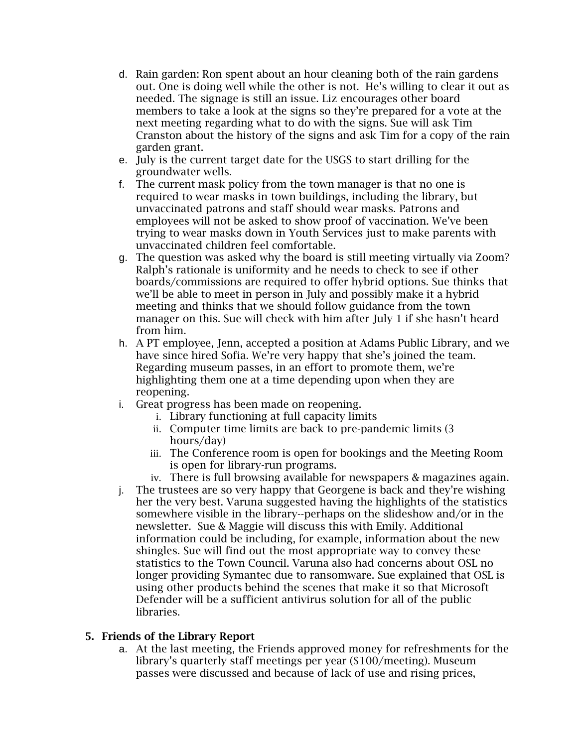d. Rain garden: Ron spent about an hour cleaning both of the rain gardens out. One is doing well while the other is not. He's willing to clear it out as needed. The signage is still an issue. Liz encourages other board members to take a look at the signs so they're prepared for a vote at the next meeting regarding what to do with the signs. Sue will ask Tim Cranston about the history of the signs and ask Tim for a copy of the rain garden grant.

e. July is the current target date for the USGS to start drilling for the groundwater wells.

f. The current mask policy from the town manager is that no one is required to wear masks in town buildings, including the library, but unvaccinated patrons and staff should wear masks. Patrons and employees will not be asked to show proof of vaccination. We've been trying to wear masks down in Youth Services just to make parents with unvaccinated children feel comfortable.

g. The question was asked why the board is still meeting virtually via Zoom? Ralph's rationale is uniformity and he needs to check to see if other boards/commissions are required to offer hybrid options. Sue thinks that we'll be able to meet in person in July and possibly make it a hybrid meeting and thinks that we should follow guidance from the town manager on this. Sue will check with him after July 1 if she hasn't heard from him.

h. A PT employee, Jenn, accepted a position at Adams Public Library, and we have since hired Sofia. We're very happy that she's joined the team. Regarding museum passes, in an effort to promote them, we're highlighting them one at a time depending upon when they are reopening.

i. Great progress has been made on reopening.
   i. Library functioning at full capacity limits
   ii. Computer time limits are back to pre-pandemic limits (3 hours/day)
   iii. The Conference room is open for bookings and the Meeting Room is open for library-run programs.
   iv. There is full browsing available for newspapers & magazines again.

j. The trustees are so very happy that Georgene is back and they're wishing her the very best. Varuna suggested having the highlights of the statistics somewhere visible in the library--perhaps on the slideshow and/or in the newsletter. Sue & Maggie will discuss this with Emily. Additional information could be including, for example, information about the new shingles. Sue will find out the most appropriate way to convey these statistics to the Town Council. Varuna also had concerns about OSL no longer providing Symantec due to ransomware. Sue explained that OSL is using other products behind the scenes that make it so that Microsoft Defender will be a sufficient antivirus solution for all of the public libraries.

**5. Friends of the Library Report**

a. At the last meeting, the Friends approved money for refreshments for the library's quarterly staff meetings per year ($100/meeting). Museum passes were discussed and because of lack of use and rising prices,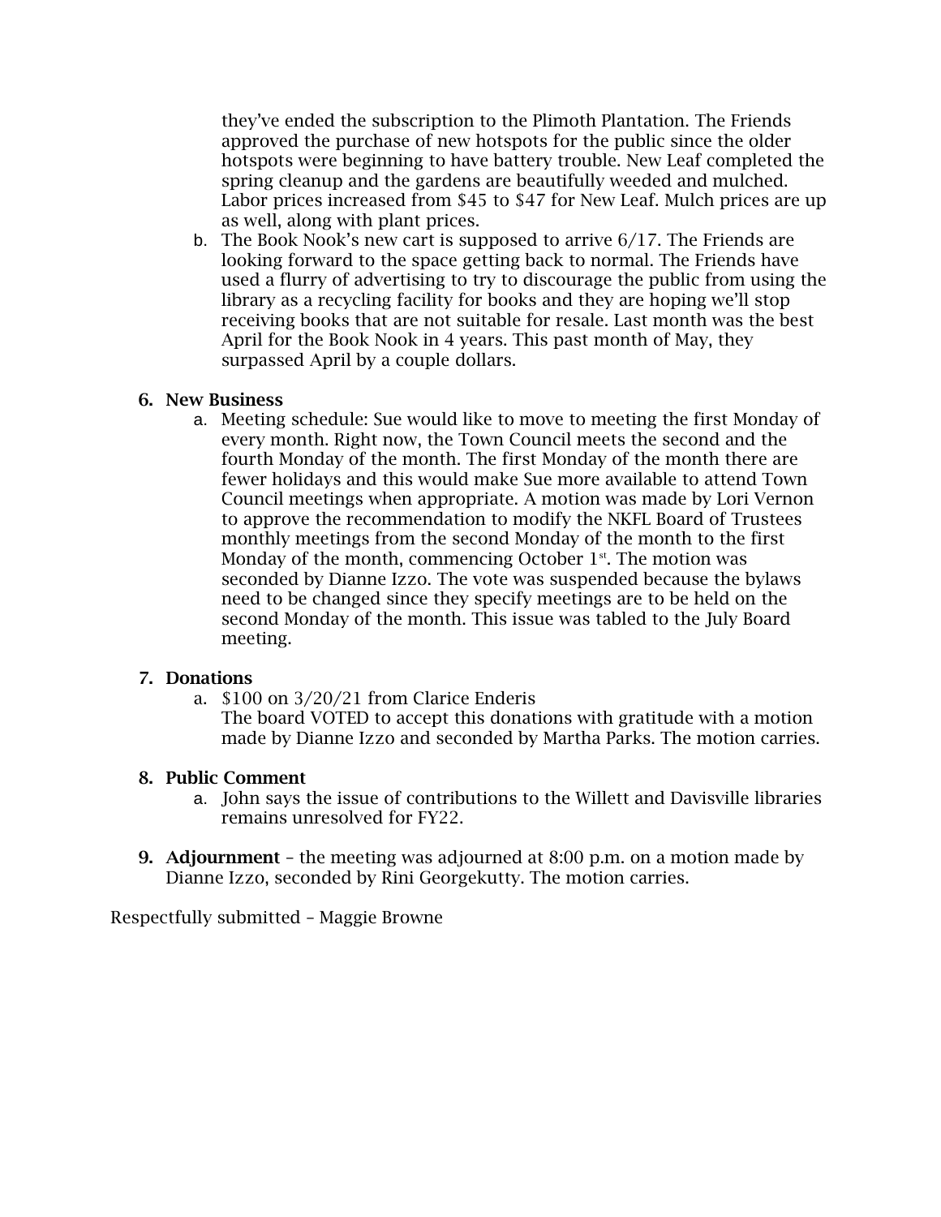they've ended the subscription to the Plimoth Plantation. The Friends approved the purchase of new hotspots for the public since the older hotspots were beginning to have battery trouble. New Leaf completed the spring cleanup and the gardens are beautifully weeded and mulched. Labor prices increased from $45 to $47 for New Leaf. Mulch prices are up as well, along with plant prices.

b. The Book Nook's new cart is supposed to arrive 6/17. The Friends are looking forward to the space getting back to normal. The Friends have used a flurry of advertising to try to discourage the public from using the library as a recycling facility for books and they are hoping we'll stop receiving books that are not suitable for resale. Last month was the best April for the Book Nook in 4 years. This past month of May, they surpassed April by a couple dollars.

6. **New Business**
   a. Meeting schedule: Sue would like to move to meeting the first Monday of every month. Right now, the Town Council meets the second and the fourth Monday of the month. The first Monday of the month there are fewer holidays and this would make Sue more available to attend Town Council meetings when appropriate. A motion was made by Lori Vernon to approve the recommendation to modify the NKFL Board of Trustees monthly meetings from the second Monday of the month to the first Monday of the month, commencing October 1st. The motion was seconded by Dianne Izzo. The vote was suspended because the bylaws need to be changed since they specify meetings are to be held on the second Monday of the month. This issue was tabled to the July Board meeting.

7. **Donations**
   a. $100 on 3/20/21 from Clarice Enderis
      The board VOTED to accept this donations with gratitude with a motion made by Dianne Izzo and seconded by Martha Parks. The motion carries.

8. **Public Comment**
   a. John says the issue of contributions to the Willett and Davisville libraries remains unresolved for FY22.

9. **Adjournment** – the meeting was adjourned at 8:00 p.m. on a motion made by Dianne Izzo, seconded by Rini Georgekutty. The motion carries.

Respectfully submitted – Maggie Browne